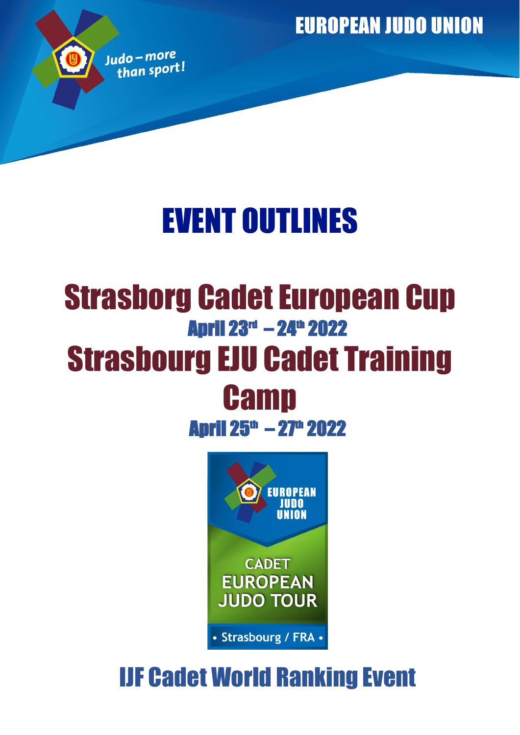EUROPEAN JUDO UNION

Judo – more than sport!

# EVENT OUTLINES

## Strasborg Cadet European Cup

### April 23rd – 24th 2022

## Strasbourg EJU Cadet Training Camp

### April 25th – 27th 2022

EUROPEAN JUDO UNION

CADET EUROPEAN JUDO TOUR

• Strasbourg / FRA •

## IJF Cadet World Ranking Event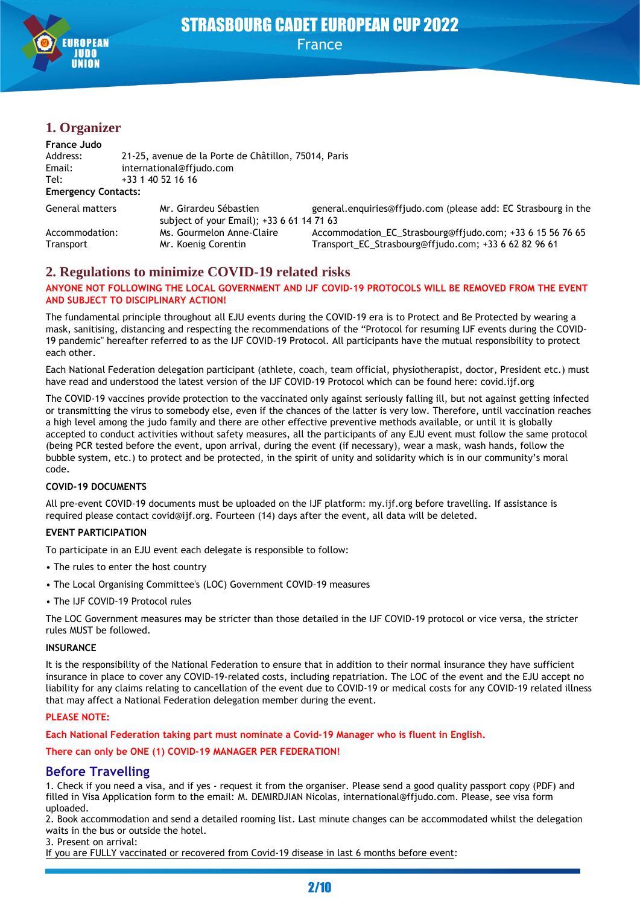## 1. Organizer

**France Judo**

Address: 21-25, avenue de la Porte de Châtillon, 75014, Paris
Email: international@ffjudo.com
Tel: +33 1 40 52 16 16

**Emergency Contacts:**

| | | |
|---|---|---|
| General matters | Mr. Girardeu Sébastien | general.enquiries@ffjudo.com (please add: EC Strasbourg in the subject of your Email); +33 6 61 14 71 63 |
| Accommodation: | Ms. Gourmelon Anne-Claire | Accommodation_EC_Strasbourg@ffjudo.com; +33 6 15 56 76 65 |
| Transport | Mr. Koenig Corentin | Transport_EC_Strasbourg@ffjudo.com; +33 6 62 82 96 61 |

## 2. Regulations to minimize COVID-19 related risks

**ANYONE NOT FOLLOWING THE LOCAL GOVERNMENT AND IJF COVID-19 PROTOCOLS WILL BE REMOVED FROM THE EVENT AND SUBJECT TO DISCIPLINARY ACTION!**

The fundamental principle throughout all EJU events during the COVID-19 era is to Protect and Be Protected by wearing a mask, sanitising, distancing and respecting the recommendations of the "Protocol for resuming IJF events during the COVID-19 pandemic" hereafter referred to as the IJF COVID-19 Protocol. All participants have the mutual responsibility to protect each other.

Each National Federation delegation participant (athlete, coach, team official, physiotherapist, doctor, President etc.) must have read and understood the latest version of the IJF COVID-19 Protocol which can be found here: covid.ijf.org

The COVID-19 vaccines provide protection to the vaccinated only against seriously falling ill, but not against getting infected or transmitting the virus to somebody else, even if the chances of the latter is very low. Therefore, until vaccination reaches a high level among the judo family and there are other effective preventive methods available, or until it is globally accepted to conduct activities without safety measures, all the participants of any EJU event must follow the same protocol (being PCR tested before the event, upon arrival, during the event (if necessary), wear a mask, wash hands, follow the bubble system, etc.) to protect and be protected, in the spirit of unity and solidarity which is in our community's moral code.

**COVID-19 DOCUMENTS**

All pre-event COVID-19 documents must be uploaded on the IJF platform: my.ijf.org before travelling. If assistance is required please contact covid@ijf.org. Fourteen (14) days after the event, all data will be deleted.

**EVENT PARTICIPATION**

To participate in an EJU event each delegate is responsible to follow:

- The rules to enter the host country
- The Local Organising Committee's (LOC) Government COVID-19 measures
- The IJF COVID-19 Protocol rules

The LOC Government measures may be stricter than those detailed in the IJF COVID-19 protocol or vice versa, the stricter rules MUST be followed.

**INSURANCE**

It is the responsibility of the National Federation to ensure that in addition to their normal insurance they have sufficient insurance in place to cover any COVID-19-related costs, including repatriation. The LOC of the event and the EJU accept no liability for any claims relating to cancellation of the event due to COVID-19 or medical costs for any COVID-19 related illness that may affect a National Federation delegation member during the event.

**PLEASE NOTE:**

**Each National Federation taking part must nominate a Covid-19 Manager who is fluent in English.**

**There can only be ONE (1) COVID-19 MANAGER PER FEDERATION!**

### Before Travelling

1. Check if you need a visa, and if yes - request it from the organiser. Please send a good quality passport copy (PDF) and filled in Visa Application form to the email: M. DEMIRDJIAN Nicolas, international@ffjudo.com. Please, see visa form uploaded.
2. Book accommodation and send a detailed rooming list. Last minute changes can be accommodated whilst the delegation waits in the bus or outside the hotel.
3. Present on arrival:

<u>If you are FULLY vaccinated or recovered from Covid-19 disease in last 6 months before event</u>: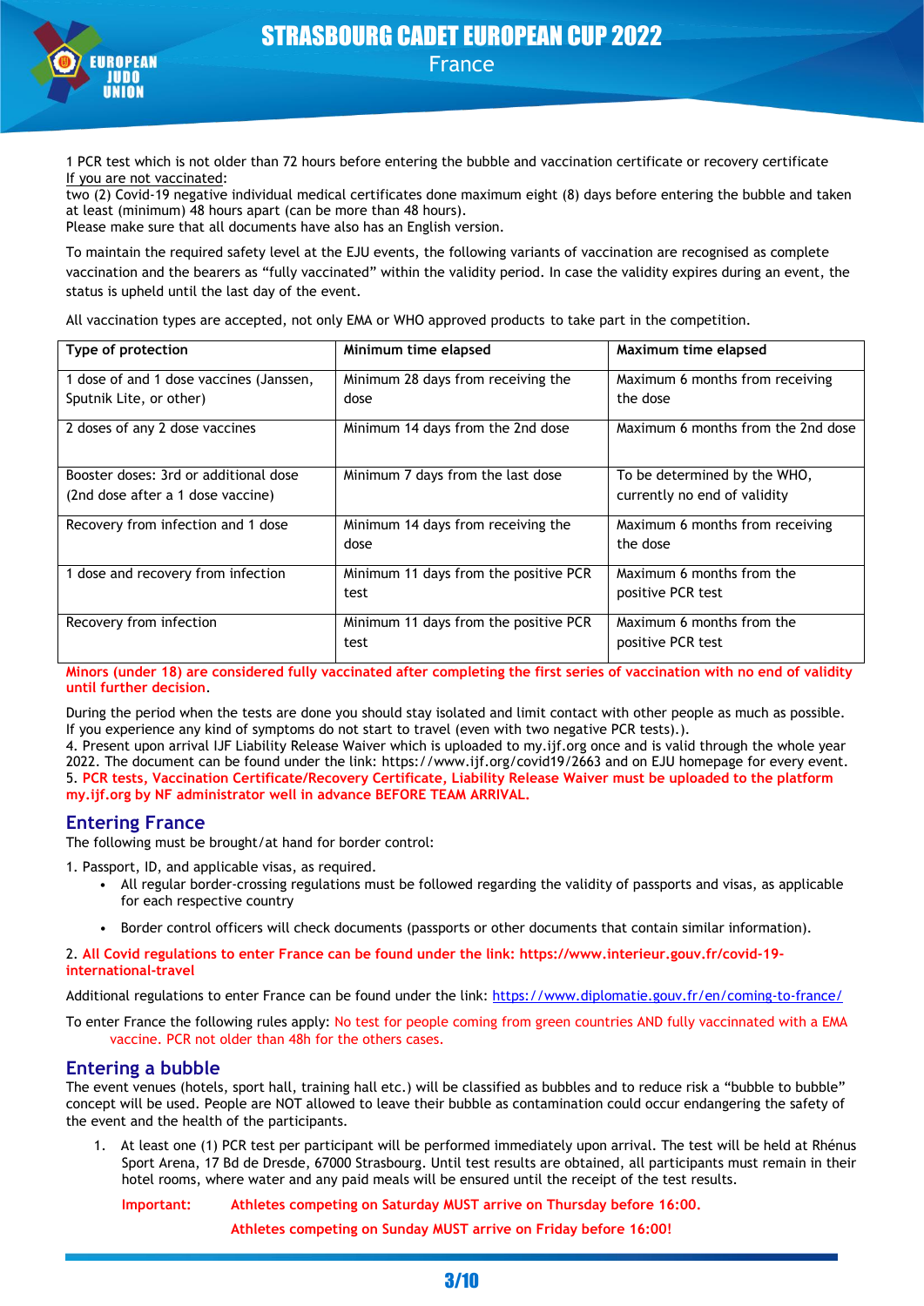1 PCR test which is not older than 72 hours before entering the bubble and vaccination certificate or recovery certificate
If you are not vaccinated:
two (2) Covid-19 negative individual medical certificates done maximum eight (8) days before entering the bubble and taken at least (minimum) 48 hours apart (can be more than 48 hours).
Please make sure that all documents have also has an English version.

To maintain the required safety level at the EJU events, the following variants of vaccination are recognised as complete vaccination and the bearers as “fully vaccinated” within the validity period. In case the validity expires during an event, the status is upheld until the last day of the event.

All vaccination types are accepted, not only EMA or WHO approved products to take part in the competition.

| Type of protection | Minimum time elapsed | Maximum time elapsed |
|---|---|---|
| 1 dose of and 1 dose vaccines (Janssen, Sputnik Lite, or other) | Minimum 28 days from receiving the dose | Maximum 6 months from receiving the dose |
| 2 doses of any 2 dose vaccines | Minimum 14 days from the 2nd dose | Maximum 6 months from the 2nd dose |
| Booster doses: 3rd or additional dose (2nd dose after a 1 dose vaccine) | Minimum 7 days from the last dose | To be determined by the WHO, currently no end of validity |
| Recovery from infection and 1 dose | Minimum 14 days from receiving the dose | Maximum 6 months from receiving the dose |
| 1 dose and recovery from infection | Minimum 11 days from the positive PCR test | Maximum 6 months from the positive PCR test |
| Recovery from infection | Minimum 11 days from the positive PCR test | Maximum 6 months from the positive PCR test |

**Minors (under 18) are considered fully vaccinated after completing the first series of vaccination with no end of validity until further decision.**

During the period when the tests are done you should stay isolated and limit contact with other people as much as possible.
If you experience any kind of symptoms do not start to travel (even with two negative PCR tests).).
4. Present upon arrival IJF Liability Release Waiver which is uploaded to my.ijf.org once and is valid through the whole year 2022. The document can be found under the link: https://www.ijf.org/covid19/2663 and on EJU homepage for every event.
5. **PCR tests, Vaccination Certificate/Recovery Certificate, Liability Release Waiver must be uploaded to the platform my.ijf.org by NF administrator well in advance BEFORE TEAM ARRIVAL.**

## Entering France

The following must be brought/at hand for border control:

1. Passport, ID, and applicable visas, as required.
   - All regular border-crossing regulations must be followed regarding the validity of passports and visas, as applicable for each respective country
   - Border control officers will check documents (passports or other documents that contain similar information).

2. **All Covid regulations to enter France can be found under the link: https://www.interieur.gouv.fr/covid-19-international-travel**

Additional regulations to enter France can be found under the link: https://www.diplomatie.gouv.fr/en/coming-to-france/

To enter France the following rules apply: No test for people coming from green countries AND fully vaccinated with a EMA vaccine. PCR not older than 48h for the others cases.

## Entering a bubble

The event venues (hotels, sport hall, training hall etc.) will be classified as bubbles and to reduce risk a “bubble to bubble” concept will be used. People are NOT allowed to leave their bubble as contamination could occur endangering the safety of the event and the health of the participants.

1. At least one (1) PCR test per participant will be performed immediately upon arrival. The test will be held at Rhénus Sport Arena, 17 Bd de Dresde, 67000 Strasbourg. Until test results are obtained, all participants must remain in their hotel rooms, where water and any paid meals will be ensured until the receipt of the test results.

   **Important:** **Athletes competing on Saturday MUST arrive on Thursday before 16:00.**
   **Athletes competing on Sunday MUST arrive on Friday before 16:00!**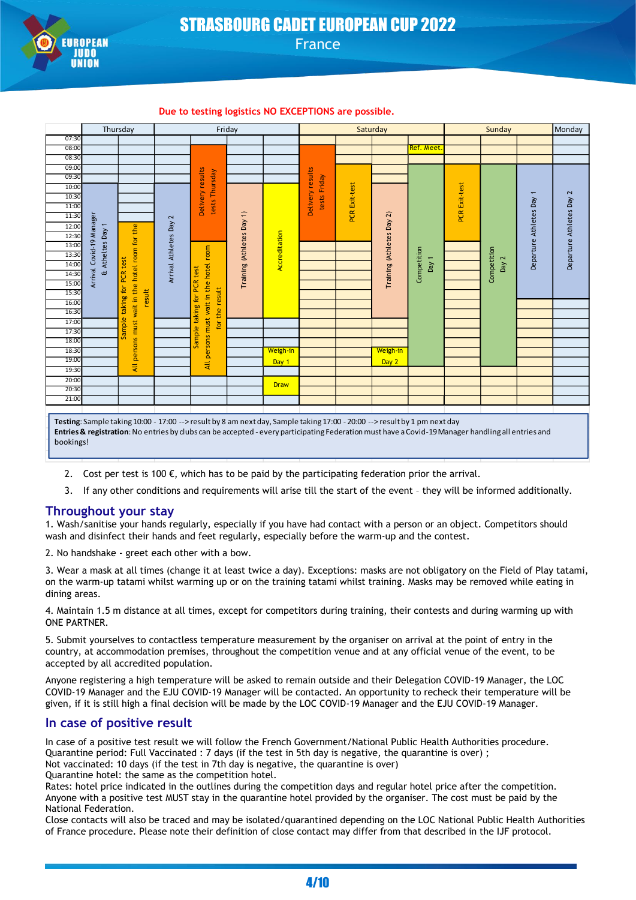**Due to testing logistics NO EXCEPTIONS are possible.**

| Time | Thursday | | Friday | | | | Saturday | | | | Sunday | | | Monday |
|---|---|---|---|---|---|---|---|---|---|---|---|---|---|---|
| 07:30 | | | | | | | | | | | | | | |
| 08:00 | | | | Delivery results tests Thursday (08:00–12:30) | | | | | | Ref. Meet. | | | | |
| 08:30 | | | | | | | | | | | | | | |
| 09:00 | | | | | | | | | | | | | | |
| 09:30 | | | | | | | Delivery results tests Friday (09:30–13:00) | PCR Exit-test (09:30–13:00) | | Competition Day 1 (09:30–18:30) | PCR Exit-test (09:30–13:00) | Competition Day 2 (09:30–18:30) | Departure Athletes Day 1 (09:30–16:30) | Departure Athletes Day 2 (09:30–16:30) |
| 10:00 | Arrival Covid-19 Manager & Athletes Day 1 (10:00–17:00) | | Arrival Athletes Day 2 (10:00–17:00) | | Training (Athletes Day 1) (10:00–17:00) | Accreditation (10:00–17:00) | | | Training (Athletes Day 2) (10:00–17:00) | | | | | |
| 12:00 | | Sample taking for PCR test — All persons must wait in the hotel room for the result (12:00–20:00) | | | | | | | | | | | | |
| 13:00 | | | | Sample taking for PCR test — All persons must wait in the hotel room for the result (13:00–20:00) | | | | | | | | | | |
| 18:30 | | | | | | Weigh-in Day 1 (18:30–19:30) | | | Weigh-in Day 2 (18:30–19:30) | | | | | |
| 20:00 | | | | | | Draw (20:00–21:00) | | | | | | | | |
| 21:00 | | | | | | | | | | | | | | |

**Testing**: Sample taking 10:00 - 17:00 --> result by 8 am next day, Sample taking 17:00 - 20:00 --> result by 1 pm next day
**Entries & registration**: No entries by clubs can be accepted - every participating Federation must have a Covid-19 Manager handling all entries and bookings!

2. Cost per test is 100 €, which has to be paid by the participating federation prior the arrival.
3. If any other conditions and requirements will arise till the start of the event – they will be informed additionally.

## Throughout your stay

1. Wash/sanitise your hands regularly, especially if you have had contact with a person or an object. Competitors should wash and disinfect their hands and feet regularly, especially before the warm-up and the contest.

2. No handshake - greet each other with a bow.

3. Wear a mask at all times (change it at least twice a day). Exceptions: masks are not obligatory on the Field of Play tatami, on the warm-up tatami whilst warming up or on the training tatami whilst training. Masks may be removed while eating in dining areas.

4. Maintain 1.5 m distance at all times, except for competitors during training, their contests and during warming up with ONE PARTNER.

5. Submit yourselves to contactless temperature measurement by the organiser on arrival at the point of entry in the country, at accommodation premises, throughout the competition venue and at any official venue of the event, to be accepted by all accredited population.

Anyone registering a high temperature will be asked to remain outside and their Delegation COVID-19 Manager, the LOC COVID-19 Manager and the EJU COVID-19 Manager will be contacted. An opportunity to recheck their temperature will be given, if it is still high a final decision will be made by the LOC COVID-19 Manager and the EJU COVID-19 Manager.

## In case of positive result

In case of a positive test result we will follow the French Government/National Public Health Authorities procedure.
Quarantine period: Full Vaccinated : 7 days (if the test in 5th day is negative, the quarantine is over) ;
Not vaccinated: 10 days (if the test in 7th day is negative, the quarantine is over)
Quarantine hotel: the same as the competition hotel.
Rates: hotel price indicated in the outlines during the competition days and regular hotel price after the competition.
Anyone with a positive test MUST stay in the quarantine hotel provided by the organiser. The cost must be paid by the National Federation.
Close contacts will also be traced and may be isolated/quarantined depending on the LOC National Public Health Authorities of France procedure. Please note their definition of close contact may differ from that described in the IJF protocol.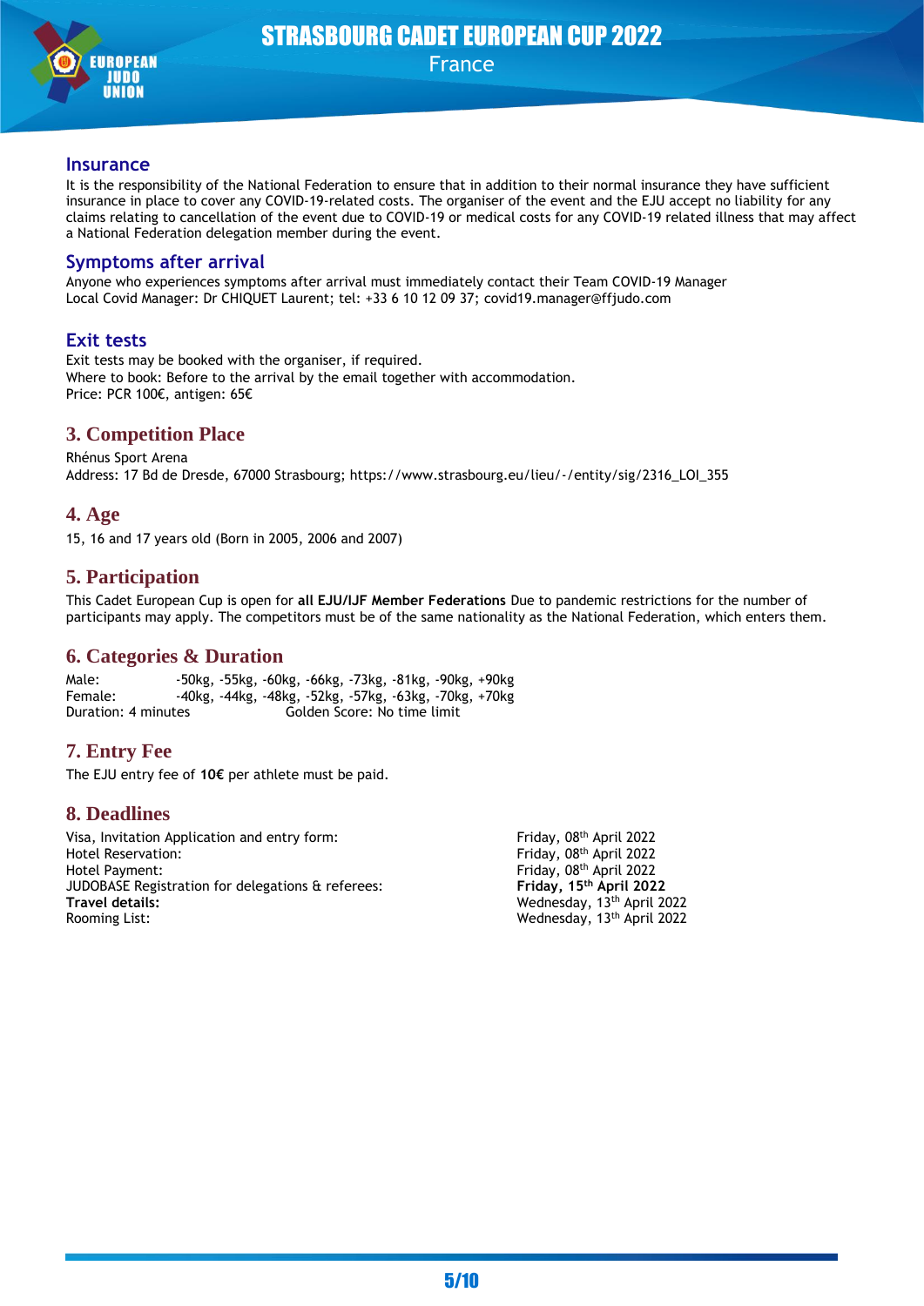## Insurance

It is the responsibility of the National Federation to ensure that in addition to their normal insurance they have sufficient insurance in place to cover any COVID-19-related costs. The organiser of the event and the EJU accept no liability for any claims relating to cancellation of the event due to COVID-19 or medical costs for any COVID-19 related illness that may affect a National Federation delegation member during the event.

## Symptoms after arrival

Anyone who experiences symptoms after arrival must immediately contact their Team COVID-19 Manager
Local Covid Manager: Dr CHIQUET Laurent; tel: +33 6 10 12 09 37; covid19.manager@ffjudo.com

## Exit tests

Exit tests may be booked with the organiser, if required.
Where to book: Before to the arrival by the email together with accommodation.
Price: PCR 100€, antigen: 65€

## 3. Competition Place

Rhénus Sport Arena
Address: 17 Bd de Dresde, 67000 Strasbourg; https://www.strasbourg.eu/lieu/-/entity/sig/2316_LOI_355

## 4. Age

15, 16 and 17 years old (Born in 2005, 2006 and 2007)

## 5. Participation

This Cadet European Cup is open for **all EJU/IJF Member Federations** Due to pandemic restrictions for the number of participants may apply. The competitors must be of the same nationality as the National Federation, which enters them.

## 6. Categories & Duration

Male: -50kg, -55kg, -60kg, -66kg, -73kg, -81kg, -90kg, +90kg
Female: -40kg, -44kg, -48kg, -52kg, -57kg, -63kg, -70kg, +70kg
Duration: 4 minutes Golden Score: No time limit

## 7. Entry Fee

The EJU entry fee of **10€** per athlete must be paid.

## 8. Deadlines

| | |
|---|---|
| Visa, Invitation Application and entry form: | Friday, 08th April 2022 |
| Hotel Reservation: | Friday, 08th April 2022 |
| Hotel Payment: | Friday, 08th April 2022 |
| JUDOBASE Registration for delegations & referees: | **Friday, 15th April 2022** |
| **Travel details:** | Wednesday, 13th April 2022 |
| Rooming List: | Wednesday, 13th April 2022 |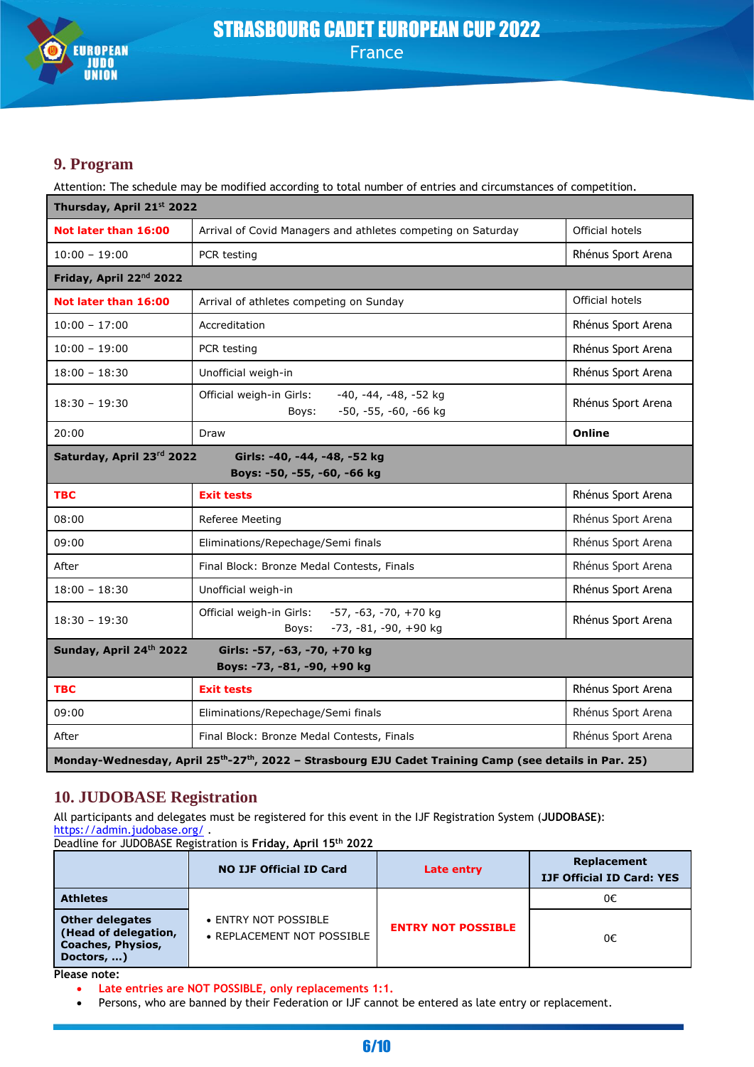## 9. Program

Attention: The schedule may be modified according to total number of entries and circumstances of competition.

| Thursday, April 21st 2022 | | |
|---|---|---|
| **Not later than 16:00** | Arrival of Covid Managers and athletes competing on Saturday | Official hotels |
| 10:00 – 19:00 | PCR testing | Rhénus Sport Arena |
| **Friday, April 22nd 2022** | | |
| **Not later than 16:00** | Arrival of athletes competing on Sunday | Official hotels |
| 10:00 – 17:00 | Accreditation | Rhénus Sport Arena |
| 10:00 – 19:00 | PCR testing | Rhénus Sport Arena |
| 18:00 – 18:30 | Unofficial weigh-in | Rhénus Sport Arena |
| 18:30 – 19:30 | Official weigh-in Girls: -40, -44, -48, -52 kg<br>Boys: -50, -55, -60, -66 kg | Rhénus Sport Arena |
| 20:00 | Draw | **Online** |
| **Saturday, April 23rd 2022** | **Girls: -40, -44, -48, -52 kg<br>Boys: -50, -55, -60, -66 kg** | |
| **TBC** | **Exit tests** | Rhénus Sport Arena |
| 08:00 | Referee Meeting | Rhénus Sport Arena |
| 09:00 | Eliminations/Repechage/Semi finals | Rhénus Sport Arena |
| After | Final Block: Bronze Medal Contests, Finals | Rhénus Sport Arena |
| 18:00 – 18:30 | Unofficial weigh-in | Rhénus Sport Arena |
| 18:30 – 19:30 | Official weigh-in Girls: -57, -63, -70, +70 kg<br>Boys: -73, -81, -90, +90 kg | Rhénus Sport Arena |
| **Sunday, April 24th 2022** | **Girls: -57, -63, -70, +70 kg<br>Boys: -73, -81, -90, +90 kg** | |
| **TBC** | **Exit tests** | Rhénus Sport Arena |
| 09:00 | Eliminations/Repechage/Semi finals | Rhénus Sport Arena |
| After | Final Block: Bronze Medal Contests, Finals | Rhénus Sport Arena |
| **Monday-Wednesday, April 25th-27th, 2022 – Strasbourg EJU Cadet Training Camp (see details in Par. 25)** | | |

## 10. JUDOBASE Registration

All participants and delegates must be registered for this event in the IJF Registration System (**JUDOBASE**): https://admin.judobase.org/ .

Deadline for JUDOBASE Registration is **Friday, April 15th 2022**

| | NO IJF Official ID Card | Late entry | Replacement IJF Official ID Card: YES |
|---|---|---|---|
| **Athletes** | • ENTRY NOT POSSIBLE<br>• REPLACEMENT NOT POSSIBLE | **ENTRY NOT POSSIBLE** | 0€ |
| **Other delegates (Head of delegation, Coaches, Physios, Doctors, …)** | | | 0€ |

**Please note:**

- Late entries are NOT POSSIBLE, only replacements 1:1.
- Persons, who are banned by their Federation or IJF cannot be entered as late entry or replacement.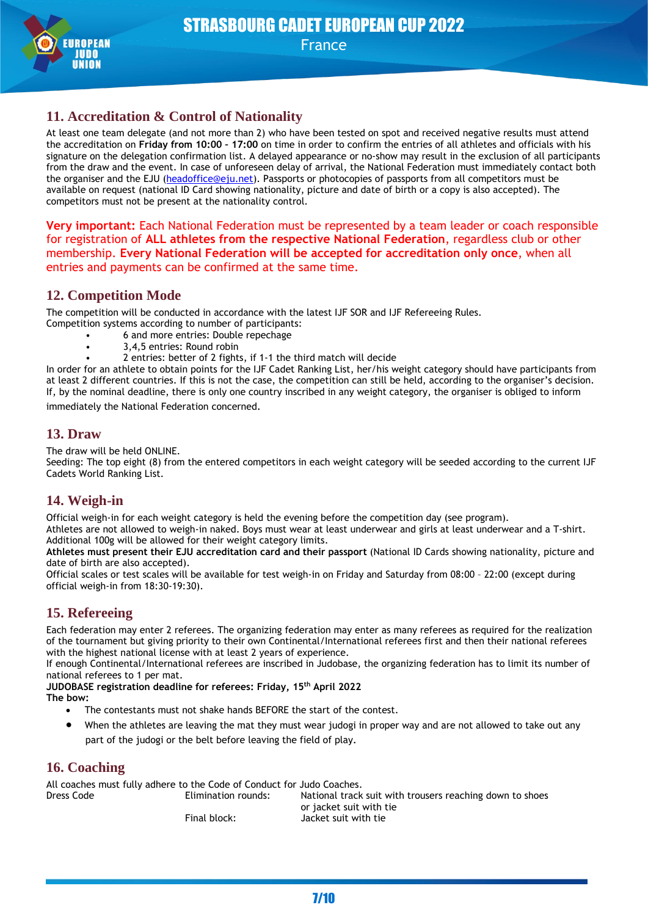## 11. Accreditation & Control of Nationality

At least one team delegate (and not more than 2) who have been tested on spot and received negative results must attend the accreditation on **Friday from 10:00 – 17:00** on time in order to confirm the entries of all athletes and officials with his signature on the delegation confirmation list. A delayed appearance or no-show may result in the exclusion of all participants from the draw and the event. In case of unforeseen delay of arrival, the National Federation must immediately contact both the organiser and the EJU (headoffice@eju.net). Passports or photocopies of passports from all competitors must be available on request (national ID Card showing nationality, picture and date of birth or a copy is also accepted). The competitors must not be present at the nationality control.

**Very important:** Each National Federation must be represented by a team leader or coach responsible for registration of **ALL athletes from the respective National Federation**, regardless club or other membership. **Every National Federation will be accepted for accreditation only once**, when all entries and payments can be confirmed at the same time.

## 12. Competition Mode

The competition will be conducted in accordance with the latest IJF SOR and IJF Refereeing Rules.
Competition systems according to number of participants:

- 6 and more entries: Double repechage
- 3,4,5 entries: Round robin
- 2 entries: better of 2 fights, if 1-1 the third match will decide

In order for an athlete to obtain points for the IJF Cadet Ranking List, her/his weight category should have participants from at least 2 different countries. If this is not the case, the competition can still be held, according to the organiser's decision. If, by the nominal deadline, there is only one country inscribed in any weight category, the organiser is obliged to inform immediately the National Federation concerned.

## 13. Draw

The draw will be held ONLINE.
Seeding: The top eight (8) from the entered competitors in each weight category will be seeded according to the current IJF Cadets World Ranking List.

## 14. Weigh-in

Official weigh-in for each weight category is held the evening before the competition day (see program).
Athletes are not allowed to weigh-in naked. Boys must wear at least underwear and girls at least underwear and a T-shirt.
Additional 100g will be allowed for their weight category limits.
**Athletes must present their EJU accreditation card and their passport** (National ID Cards showing nationality, picture and date of birth are also accepted).
Official scales or test scales will be available for test weigh-in on Friday and Saturday from 08:00 – 22:00 (except during official weigh-in from 18:30-19:30).

## 15. Refereeing

Each federation may enter 2 referees. The organizing federation may enter as many referees as required for the realization of the tournament but giving priority to their own Continental/International referees first and then their national referees with the highest national license with at least 2 years of experience.
If enough Continental/International referees are inscribed in Judobase, the organizing federation has to limit its number of national referees to 1 per mat.
**JUDOBASE registration deadline for referees: Friday, 15th April 2022**
**The bow:**

- The contestants must not shake hands BEFORE the start of the contest.
- When the athletes are leaving the mat they must wear judogi in proper way and are not allowed to take out any part of the judogi or the belt before leaving the field of play.

## 16. Coaching

All coaches must fully adhere to the Code of Conduct for Judo Coaches.

| Dress Code | Elimination rounds: | National track suit with trousers reaching down to shoes or jacket suit with tie |
|---|---|---|
| | Final block: | Jacket suit with tie |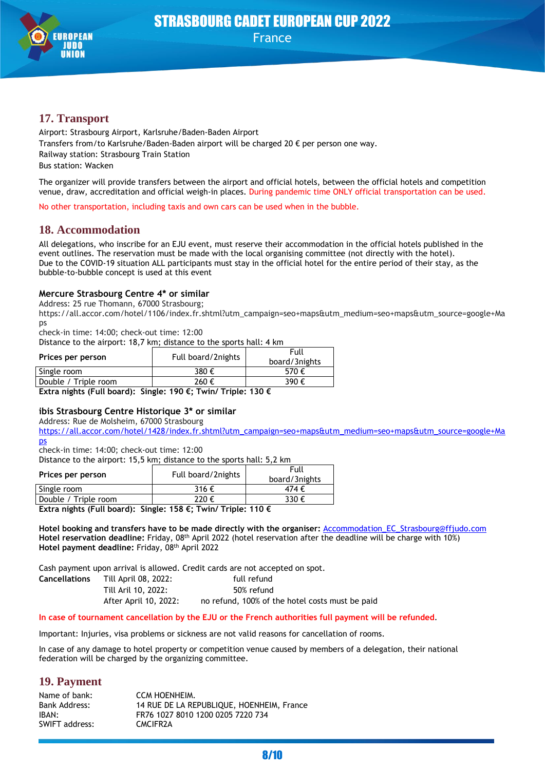## 17. Transport

Airport: Strasbourg Airport, Karlsruhe/Baden-Baden Airport
Transfers from/to Karlsruhe/Baden-Baden airport will be charged 20 € per person one way.
Railway station: Strasbourg Train Station
Bus station: Wacken

The organizer will provide transfers between the airport and official hotels, between the official hotels and competition venue, draw, accreditation and official weigh-in places. During pandemic time ONLY official transportation can be used.

No other transportation, including taxis and own cars can be used when in the bubble.

## 18. Accommodation

All delegations, who inscribe for an EJU event, must reserve their accommodation in the official hotels published in the event outlines. The reservation must be made with the local organising committee (not directly with the hotel).
Due to the COVID-19 situation ALL participants must stay in the official hotel for the entire period of their stay, as the bubble-to-bubble concept is used at this event

### Mercure Strasbourg Centre 4* or similar

Address: 25 rue Thomann, 67000 Strasbourg;
https://all.accor.com/hotel/1106/index.fr.shtml?utm_campaign=seo+maps&utm_medium=seo+maps&utm_source=google+Maps
check-in time: 14:00; check-out time: 12:00
Distance to the airport: 18,7 km; distance to the sports hall: 4 km

| Prices per person | Full board/2nights | Full board/3nights |
|---|---|---|
| Single room | 380 € | 570 € |
| Double / Triple room | 260 € | 390 € |

**Extra nights (Full board): Single: 190 €; Twin/ Triple: 130 €**

### ibis Strasbourg Centre Historique 3* or similar

Address: Rue de Molsheim, 67000 Strasbourg
https://all.accor.com/hotel/1428/index.fr.shtml?utm_campaign=seo+maps&utm_medium=seo+maps&utm_source=google+Maps
check-in time: 14:00; check-out time: 12:00
Distance to the airport: 15,5 km; distance to the sports hall: 5,2 km

| Prices per person | Full board/2nights | Full board/3nights |
|---|---|---|
| Single room | 316 € | 474 € |
| Double / Triple room | 220 € | 330 € |

**Extra nights (Full board): Single: 158 €; Twin/ Triple: 110 €**

**Hotel booking and transfers have to be made directly with the organiser:** Accommodation_EC_Strasbourg@ffjudo.com
**Hotel reservation deadline:** Friday, 08th April 2022 (hotel reservation after the deadline will be charge with 10%)
**Hotel payment deadline:** Friday, 08th April 2022

Cash payment upon arrival is allowed. Credit cards are not accepted on spot.

| **Cancellations** | | |
|---|---|---|
| | Till April 08, 2022: | full refund |
| | Till Aril 10, 2022: | 50% refund |
| | After April 10, 2022: | no refund, 100% of the hotel costs must be paid |

**In case of tournament cancellation by the EJU or the French authorities full payment will be refunded.**

Important: Injuries, visa problems or sickness are not valid reasons for cancellation of rooms.

In case of any damage to hotel property or competition venue caused by members of a delegation, their national federation will be charged by the organizing committee.

## 19. Payment

Name of bank: CCM HOENHEIM.
Bank Address: 14 RUE DE LA REPUBLIQUE, HOENHEIM, France
IBAN: FR76 1027 8010 1200 0205 7220 734
SWIFT address: CMCIFR2A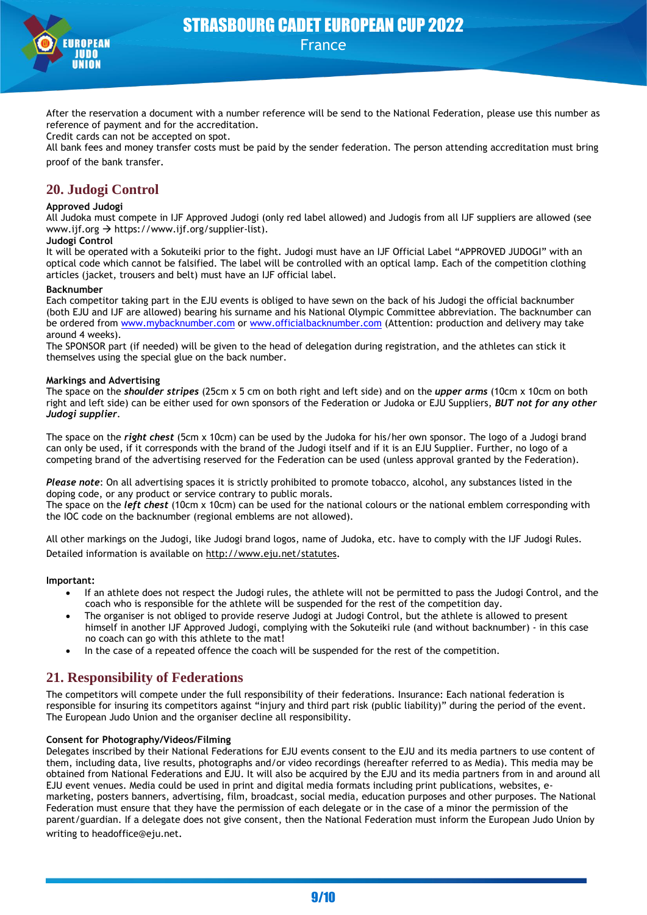After the reservation a document with a number reference will be send to the National Federation, please use this number as reference of payment and for the accreditation.
Credit cards can not be accepted on spot.
All bank fees and money transfer costs must be paid by the sender federation. The person attending accreditation must bring proof of the bank transfer.

## 20. Judogi Control

**Approved Judogi**
All Judoka must compete in IJF Approved Judogi (only red label allowed) and Judogis from all IJF suppliers are allowed (see www.ijf.org → https://www.ijf.org/supplier-list).

**Judogi Control**
It will be operated with a Sokuteiki prior to the fight. Judogi must have an IJF Official Label "APPROVED JUDOGI" with an optical code which cannot be falsified. The label will be controlled with an optical lamp. Each of the competition clothing articles (jacket, trousers and belt) must have an IJF official label.

**Backnumber**
Each competitor taking part in the EJU events is obliged to have sewn on the back of his Judogi the official backnumber (both EJU and IJF are allowed) bearing his surname and his National Olympic Committee abbreviation. The backnumber can be ordered from www.mybacknumber.com or www.officialbacknumber.com (Attention: production and delivery may take around 4 weeks).
The SPONSOR part (if needed) will be given to the head of delegation during registration, and the athletes can stick it themselves using the special glue on the back number.

**Markings and Advertising**
The space on the ***shoulder stripes*** (25cm x 5 cm on both right and left side) and on the ***upper arms*** (10cm x 10cm on both right and left side) can be either used for own sponsors of the Federation or Judoka or EJU Suppliers, ***BUT not for any other Judogi supplier***.

The space on the ***right chest*** (5cm x 10cm) can be used by the Judoka for his/her own sponsor. The logo of a Judogi brand can only be used, if it corresponds with the brand of the Judogi itself and if it is an EJU Supplier. Further, no logo of a competing brand of the advertising reserved for the Federation can be used (unless approval granted by the Federation).

***Please note***: On all advertising spaces it is strictly prohibited to promote tobacco, alcohol, any substances listed in the doping code, or any product or service contrary to public morals.
The space on the ***left chest*** (10cm x 10cm) can be used for the national colours or the national emblem corresponding with the IOC code on the backnumber (regional emblems are not allowed).

All other markings on the Judogi, like Judogi brand logos, name of Judoka, etc. have to comply with the IJF Judogi Rules. Detailed information is available on http://www.eju.net/statutes.

**Important:**

- If an athlete does not respect the Judogi rules, the athlete will not be permitted to pass the Judogi Control, and the coach who is responsible for the athlete will be suspended for the rest of the competition day.
- The organiser is not obliged to provide reserve Judogi at Judogi Control, but the athlete is allowed to present himself in another IJF Approved Judogi, complying with the Sokuteiki rule (and without backnumber) - in this case no coach can go with this athlete to the mat!
- In the case of a repeated offence the coach will be suspended for the rest of the competition.

## 21. Responsibility of Federations

The competitors will compete under the full responsibility of their federations. Insurance: Each national federation is responsible for insuring its competitors against "injury and third part risk (public liability)" during the period of the event. The European Judo Union and the organiser decline all responsibility.

**Consent for Photography/Videos/Filming**
Delegates inscribed by their National Federations for EJU events consent to the EJU and its media partners to use content of them, including data, live results, photographs and/or video recordings (hereafter referred to as Media). This media may be obtained from National Federations and EJU. It will also be acquired by the EJU and its media partners from in and around all EJU event venues. Media could be used in print and digital media formats including print publications, websites, e-marketing, posters banners, advertising, film, broadcast, social media, education purposes and other purposes. The National Federation must ensure that they have the permission of each delegate or in the case of a minor the permission of the parent/guardian. If a delegate does not give consent, then the National Federation must inform the European Judo Union by writing to headoffice@eju.net.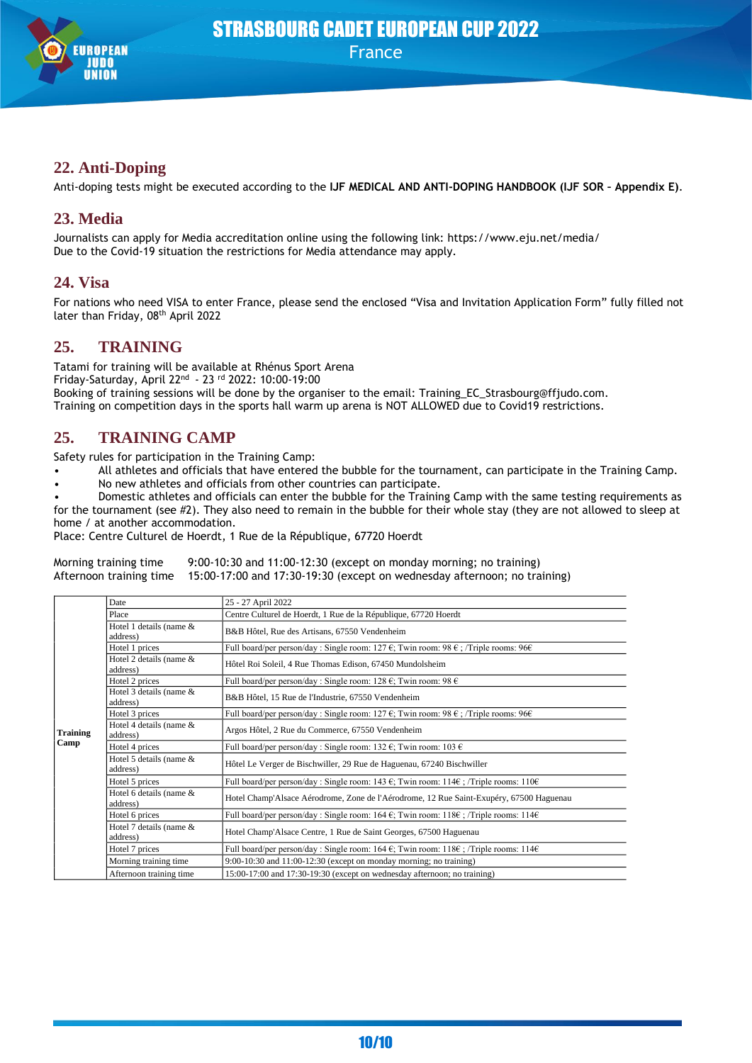## 22. Anti-Doping

Anti-doping tests might be executed according to the **IJF MEDICAL AND ANTI-DOPING HANDBOOK (IJF SOR – Appendix E)**.

## 23. Media

Journalists can apply for Media accreditation online using the following link: https://www.eju.net/media/
Due to the Covid-19 situation the restrictions for Media attendance may apply.

## 24. Visa

For nations who need VISA to enter France, please send the enclosed "Visa and Invitation Application Form" fully filled not later than Friday, 08th April 2022

## 25. TRAINING

Tatami for training will be available at Rhénus Sport Arena
Friday-Saturday, April 22nd - 23 rd 2022: 10:00-19:00
Booking of training sessions will be done by the organiser to the email: Training_EC_Strasbourg@ffjudo.com.
Training on competition days in the sports hall warm up arena is NOT ALLOWED due to Covid19 restrictions.

## 25. TRAINING CAMP

Safety rules for participation in the Training Camp:

- All athletes and officials that have entered the bubble for the tournament, can participate in the Training Camp.
- No new athletes and officials from other countries can participate.
- Domestic athletes and officials can enter the bubble for the Training Camp with the same testing requirements as for the tournament (see #2). They also need to remain in the bubble for their whole stay (they are not allowed to sleep at home / at another accommodation.

Place: Centre Culturel de Hoerdt, 1 Rue de la République, 67720 Hoerdt

Morning training time 9:00-10:30 and 11:00-12:30 (except on monday morning; no training)
Afternoon training time 15:00-17:00 and 17:30-19:30 (except on wednesday afternoon; no training)

| | | |
|---|---|---|
| **Training Camp** | Date | 25 - 27 April 2022 |
| | Place | Centre Culturel de Hoerdt, 1 Rue de la République, 67720 Hoerdt |
| | Hotel 1 details (name & address) | B&B Hôtel, Rue des Artisans, 67550 Vendenheim |
| | Hotel 1 prices | Full board/per person/day : Single room: 127 €; Twin room: 98 € ; /Triple rooms: 96€ |
| | Hotel 2 details (name & address) | Hôtel Roi Soleil, 4 Rue Thomas Edison, 67450 Mundolsheim |
| | Hotel 2 prices | Full board/per person/day : Single room: 128 €; Twin room: 98 € |
| | Hotel 3 details (name & address) | B&B Hôtel, 15 Rue de l'Industrie, 67550 Vendenheim |
| | Hotel 3 prices | Full board/per person/day : Single room: 127 €; Twin room: 98 € ; /Triple rooms: 96€ |
| | Hotel 4 details (name & address) | Argos Hôtel, 2 Rue du Commerce, 67550 Vendenheim |
| | Hotel 4 prices | Full board/per person/day : Single room: 132 €; Twin room: 103 € |
| | Hotel 5 details (name & address) | Hôtel Le Verger de Bischwiller, 29 Rue de Haguenau, 67240 Bischwiller |
| | Hotel 5 prices | Full board/per person/day : Single room: 143 €; Twin room: 114€ ; /Triple rooms: 110€ |
| | Hotel 6 details (name & address) | Hotel Champ'Alsace Aérodrome, Zone de l'Aérodrome, 12 Rue Saint-Exupéry, 67500 Haguenau |
| | Hotel 6 prices | Full board/per person/day : Single room: 164 €; Twin room: 118€ ; /Triple rooms: 114€ |
| | Hotel 7 details (name & address) | Hotel Champ'Alsace Centre, 1 Rue de Saint Georges, 67500 Haguenau |
| | Hotel 7 prices | Full board/per person/day : Single room: 164 €; Twin room: 118€ ; /Triple rooms: 114€ |
| | Morning training time | 9:00-10:30 and 11:00-12:30 (except on monday morning; no training) |
| | Afternoon training time | 15:00-17:00 and 17:30-19:30 (except on wednesday afternoon; no training) |